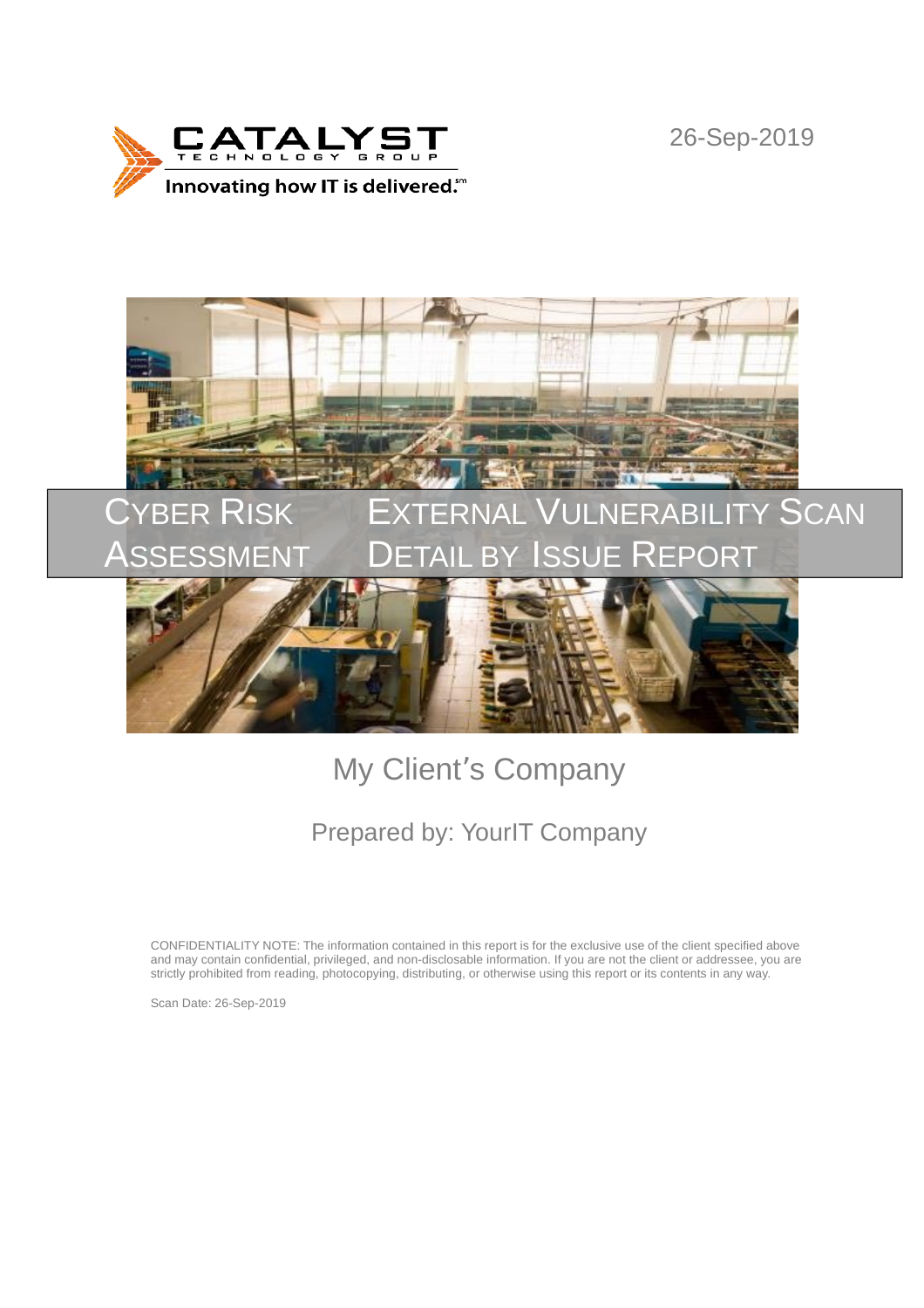CATALYST TECHNOLOGY GROUP

Innovating how IT is delivered.[sm]

26-Sep-2019

# Cyber Risk Assessment

# External Vulnerability Scan Detail by Issue Report

My Client's Company

Prepared by: YourIT Company

CONFIDENTIALITY NOTE: The information contained in this report is for the exclusive use of the client specified above and may contain confidential, privileged, and non-disclosable information. If you are not the client or addressee, you are strictly prohibited from reading, photocopying, distributing, or otherwise using this report or its contents in any way.

Scan Date: 26-Sep-2019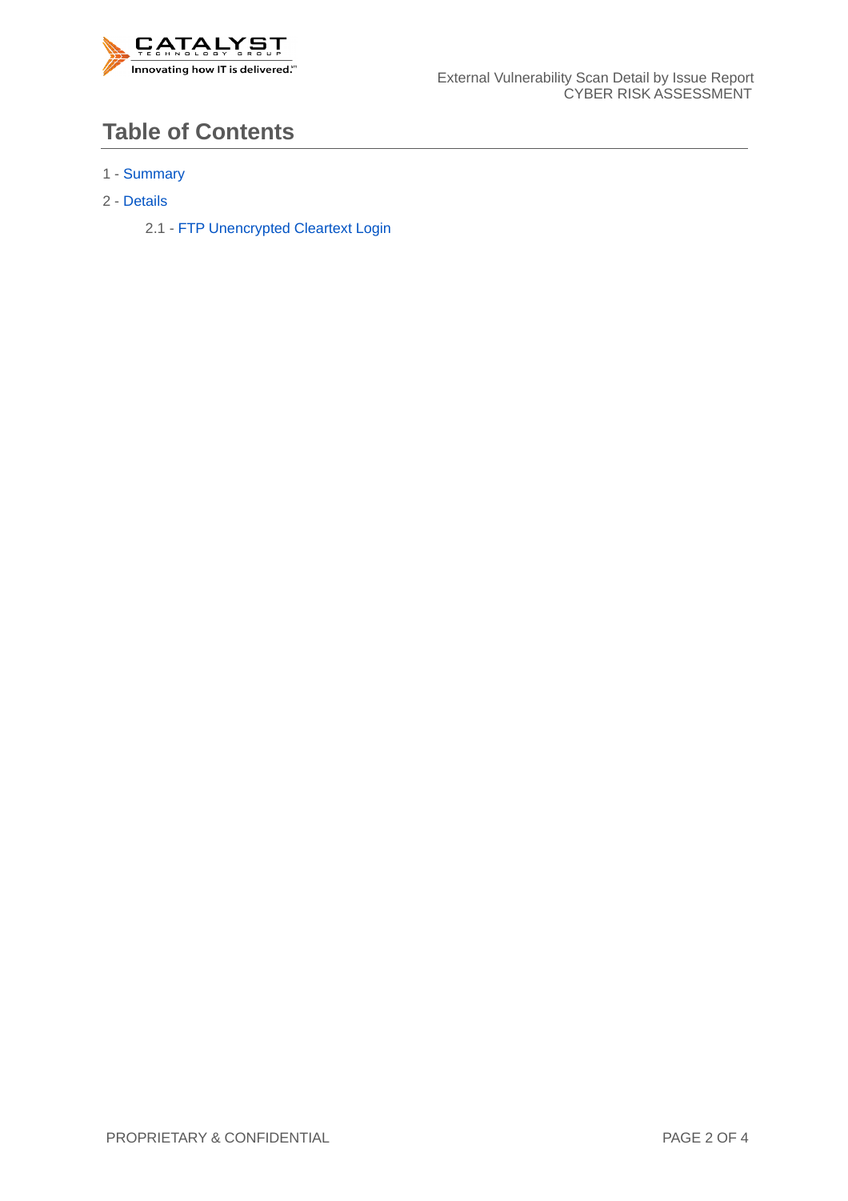# Table of Contents

1 - Summary

2 - Details

    2.1 - FTP Unencrypted Cleartext Login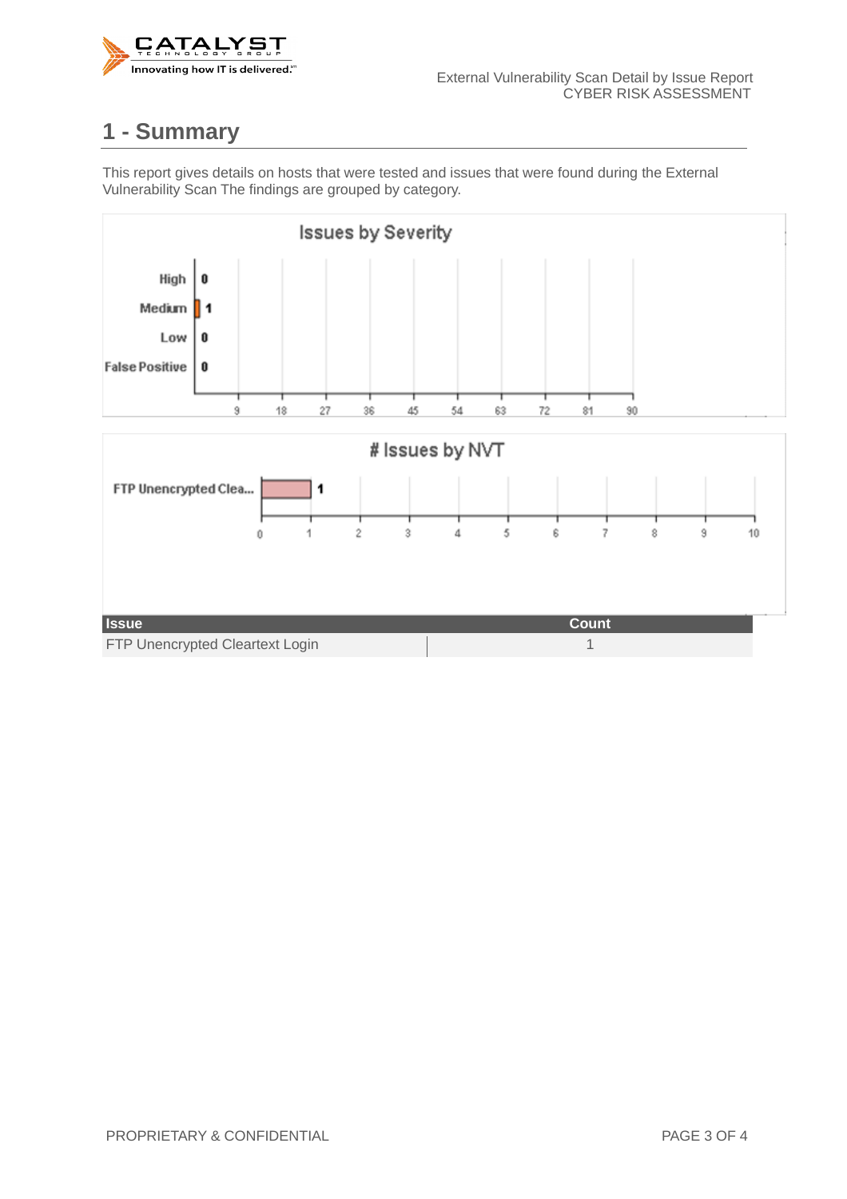# 1 - Summary

This report gives details on hosts that were tested and issues that were found during the External Vulnerability Scan The findings are grouped by category.

**Issues by Severity**

| Severity | Count |
|---|---|
| High | 0 |
| Medium | 1 |
| Low | 0 |
| False Positive | 0 |

**# Issues by NVT**

| NVT | Count |
|---|---|
| FTP Unencrypted Clea... | 1 |

| Issue | Count |
|---|---|
| FTP Unencrypted Cleartext Login | 1 |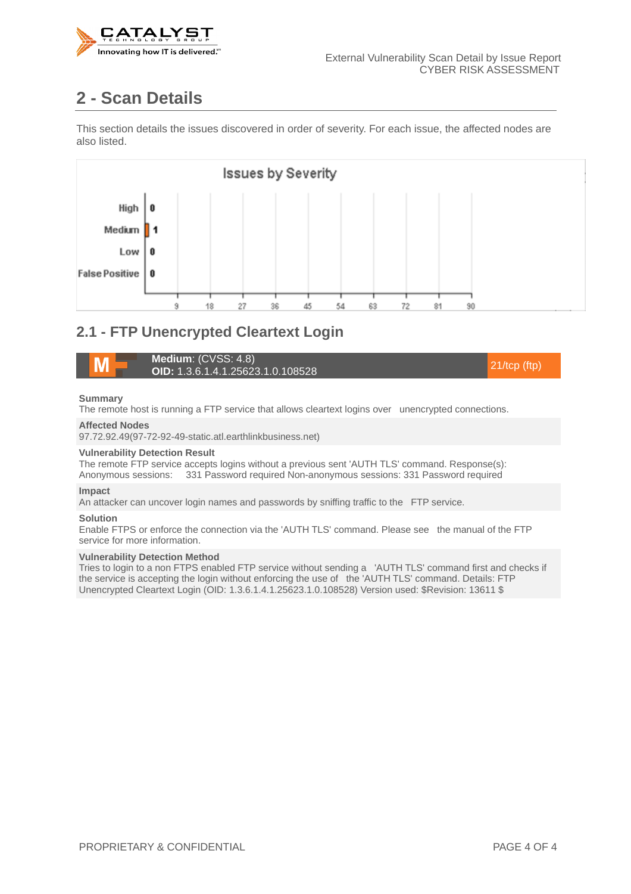# 2 - Scan Details

This section details the issues discovered in order of severity. For each issue, the affected nodes are also listed.

Issues by Severity

High 0
Medium 1
Low 0
False Positive 0

9 18 27 36 45 54 63 72 81 90

## 2.1 - FTP Unencrypted Cleartext Login

**M** **Medium**: (CVSS: 4.8)
**OID:** 1.3.6.1.4.1.25623.1.0.108528
21/tcp (ftp)

**Summary**
The remote host is running a FTP service that allows cleartext logins over unencrypted connections.

**Affected Nodes**
97.72.92.49(97-72-92-49-static.atl.earthlinkbusiness.net)

**Vulnerability Detection Result**
The remote FTP service accepts logins without a previous sent 'AUTH TLS' command. Response(s): Anonymous sessions: 331 Password required Non-anonymous sessions: 331 Password required

**Impact**
An attacker can uncover login names and passwords by sniffing traffic to the FTP service.

**Solution**
Enable FTPS or enforce the connection via the 'AUTH TLS' command. Please see the manual of the FTP service for more information.

**Vulnerability Detection Method**
Tries to login to a non FTPS enabled FTP service without sending a 'AUTH TLS' command first and checks if the service is accepting the login without enforcing the use of the 'AUTH TLS' command. Details: FTP Unencrypted Cleartext Login (OID: 1.3.6.1.4.1.25623.1.0.108528) Version used: $Revision: 13611 $